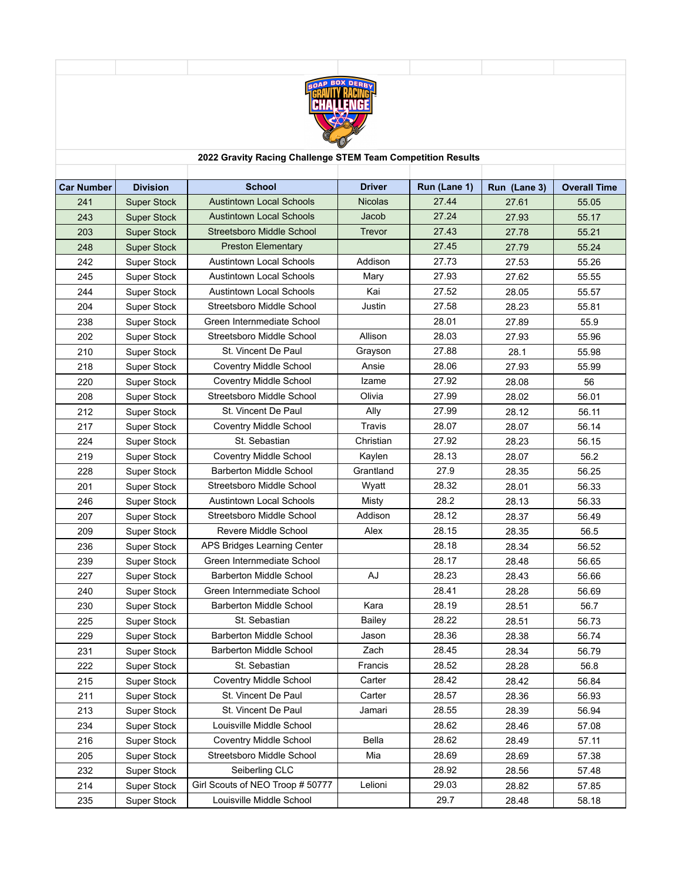**2022 Gravity Racing Challenge STEM Team Competition Results**

| Car Number | Division | School | Driver | Run (Lane 1) | Run (Lane 3) | Overall Time |
|---|---|---|---|---|---|---|
| 241 | Super Stock | Austintown Local Schools | Nicolas | 27.44 | 27.61 | 55.05 |
| 243 | Super Stock | Austintown Local Schools | Jacob | 27.24 | 27.93 | 55.17 |
| 203 | Super Stock | Streetsboro Middle School | Trevor | 27.43 | 27.78 | 55.21 |
| 248 | Super Stock | Preston Elementary | | 27.45 | 27.79 | 55.24 |
| 242 | Super Stock | Austintown Local Schools | Addison | 27.73 | 27.53 | 55.26 |
| 245 | Super Stock | Austintown Local Schools | Mary | 27.93 | 27.62 | 55.55 |
| 244 | Super Stock | Austintown Local Schools | Kai | 27.52 | 28.05 | 55.57 |
| 204 | Super Stock | Streetsboro Middle School | Justin | 27.58 | 28.23 | 55.81 |
| 238 | Super Stock | Green Internmediate School | | 28.01 | 27.89 | 55.9 |
| 202 | Super Stock | Streetsboro Middle School | Allison | 28.03 | 27.93 | 55.96 |
| 210 | Super Stock | St. Vincent De Paul | Grayson | 27.88 | 28.1 | 55.98 |
| 218 | Super Stock | Coventry Middle School | Ansie | 28.06 | 27.93 | 55.99 |
| 220 | Super Stock | Coventry Middle School | Izame | 27.92 | 28.08 | 56 |
| 208 | Super Stock | Streetsboro Middle School | Olivia | 27.99 | 28.02 | 56.01 |
| 212 | Super Stock | St. Vincent De Paul | Ally | 27.99 | 28.12 | 56.11 |
| 217 | Super Stock | Coventry Middle School | Travis | 28.07 | 28.07 | 56.14 |
| 224 | Super Stock | St. Sebastian | Christian | 27.92 | 28.23 | 56.15 |
| 219 | Super Stock | Coventry Middle School | Kaylen | 28.13 | 28.07 | 56.2 |
| 228 | Super Stock | Barberton Middle School | Grantland | 27.9 | 28.35 | 56.25 |
| 201 | Super Stock | Streetsboro Middle School | Wyatt | 28.32 | 28.01 | 56.33 |
| 246 | Super Stock | Austintown Local Schools | Misty | 28.2 | 28.13 | 56.33 |
| 207 | Super Stock | Streetsboro Middle School | Addison | 28.12 | 28.37 | 56.49 |
| 209 | Super Stock | Revere Middle School | Alex | 28.15 | 28.35 | 56.5 |
| 236 | Super Stock | APS Bridges Learning Center | | 28.18 | 28.34 | 56.52 |
| 239 | Super Stock | Green Internmediate School | | 28.17 | 28.48 | 56.65 |
| 227 | Super Stock | Barberton Middle School | AJ | 28.23 | 28.43 | 56.66 |
| 240 | Super Stock | Green Internmediate School | | 28.41 | 28.28 | 56.69 |
| 230 | Super Stock | Barberton Middle School | Kara | 28.19 | 28.51 | 56.7 |
| 225 | Super Stock | St. Sebastian | Bailey | 28.22 | 28.51 | 56.73 |
| 229 | Super Stock | Barberton Middle School | Jason | 28.36 | 28.38 | 56.74 |
| 231 | Super Stock | Barberton Middle School | Zach | 28.45 | 28.34 | 56.79 |
| 222 | Super Stock | St. Sebastian | Francis | 28.52 | 28.28 | 56.8 |
| 215 | Super Stock | Coventry Middle School | Carter | 28.42 | 28.42 | 56.84 |
| 211 | Super Stock | St. Vincent De Paul | Carter | 28.57 | 28.36 | 56.93 |
| 213 | Super Stock | St. Vincent De Paul | Jamari | 28.55 | 28.39 | 56.94 |
| 234 | Super Stock | Louisville Middle School | | 28.62 | 28.46 | 57.08 |
| 216 | Super Stock | Coventry Middle School | Bella | 28.62 | 28.49 | 57.11 |
| 205 | Super Stock | Streetsboro Middle School | Mia | 28.69 | 28.69 | 57.38 |
| 232 | Super Stock | Seiberling CLC | | 28.92 | 28.56 | 57.48 |
| 214 | Super Stock | Girl Scouts of NEO Troop # 50777 | Lelioni | 29.03 | 28.82 | 57.85 |
| 235 | Super Stock | Louisville Middle School | | 29.7 | 28.48 | 58.18 |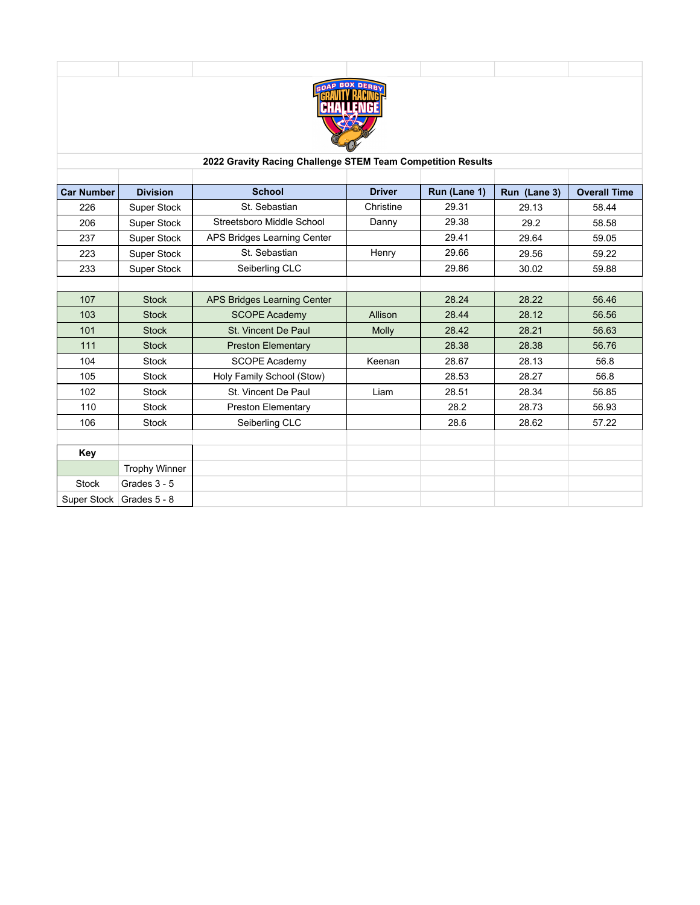**2022 Gravity Racing Challenge STEM Team Competition Results**

| Car Number | Division | School | Driver | Run (Lane 1) | Run (Lane 3) | Overall Time |
|---|---|---|---|---|---|---|
| 226 | Super Stock | St. Sebastian | Christine | 29.31 | 29.13 | 58.44 |
| 206 | Super Stock | Streetsboro Middle School | Danny | 29.38 | 29.2 | 58.58 |
| 237 | Super Stock | APS Bridges Learning Center | | 29.41 | 29.64 | 59.05 |
| 223 | Super Stock | St. Sebastian | Henry | 29.66 | 29.56 | 59.22 |
| 233 | Super Stock | Seiberling CLC | | 29.86 | 30.02 | 59.88 |
| | | | | | | |
| 107 | Stock | APS Bridges Learning Center | | 28.24 | 28.22 | 56.46 |
| 103 | Stock | SCOPE Academy | Allison | 28.44 | 28.12 | 56.56 |
| 101 | Stock | St. Vincent De Paul | Molly | 28.42 | 28.21 | 56.63 |
| 111 | Stock | Preston Elementary | | 28.38 | 28.38 | 56.76 |
| 104 | Stock | SCOPE Academy | Keenan | 28.67 | 28.13 | 56.8 |
| 105 | Stock | Holy Family School (Stow) | | 28.53 | 28.27 | 56.8 |
| 102 | Stock | St. Vincent De Paul | Liam | 28.51 | 28.34 | 56.85 |
| 110 | Stock | Preston Elementary | | 28.2 | 28.73 | 56.93 |
| 106 | Stock | Seiberling CLC | | 28.6 | 28.62 | 57.22 |

| Key | |
|---|---|
| (green) | Trophy Winner |
| Stock | Grades 3 - 5 |
| Super Stock | Grades 5 - 8 |